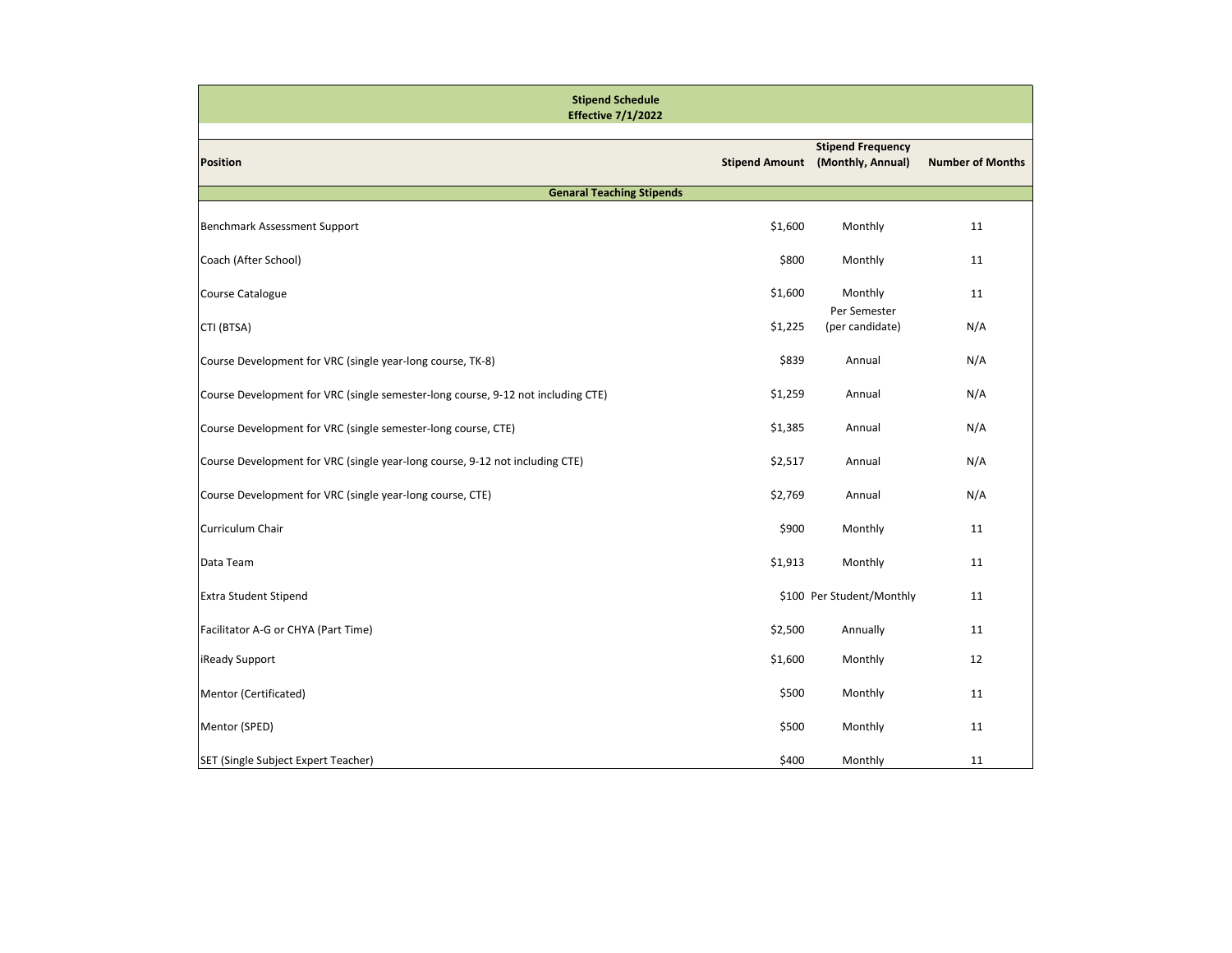| Stipend Schedule<br>Effective 7/1/2022 | | | |
|---|---|---|---|
| **Position** | **Stipend Amount** | **Stipend Frequency (Monthly, Annual)** | **Number of Months** |
| **Genaral Teaching Stipends** | | | |
| Benchmark Assessment Support | $1,600 | Monthly | 11 |
| Coach (After School) | $800 | Monthly | 11 |
| Course Catalogue | $1,600 | Monthly | 11 |
| CTI (BTSA) | $1,225 | Per Semester (per candidate) | N/A |
| Course Development for VRC (single year-long course, TK-8) | $839 | Annual | N/A |
| Course Development for VRC (single semester-long course, 9-12 not including CTE) | $1,259 | Annual | N/A |
| Course Development for VRC (single semester-long course, CTE) | $1,385 | Annual | N/A |
| Course Development for VRC (single year-long course, 9-12 not including CTE) | $2,517 | Annual | N/A |
| Course Development for VRC (single year-long course, CTE) | $2,769 | Annual | N/A |
| Curriculum Chair | $900 | Monthly | 11 |
| Data Team | $1,913 | Monthly | 11 |
| Extra Student Stipend | $100 | Per Student/Monthly | 11 |
| Facilitator A-G or CHYA (Part Time) | $2,500 | Annually | 11 |
| iReady Support | $1,600 | Monthly | 12 |
| Mentor (Certificated) | $500 | Monthly | 11 |
| Mentor (SPED) | $500 | Monthly | 11 |
| SET (Single Subject Expert Teacher) | $400 | Monthly | 11 |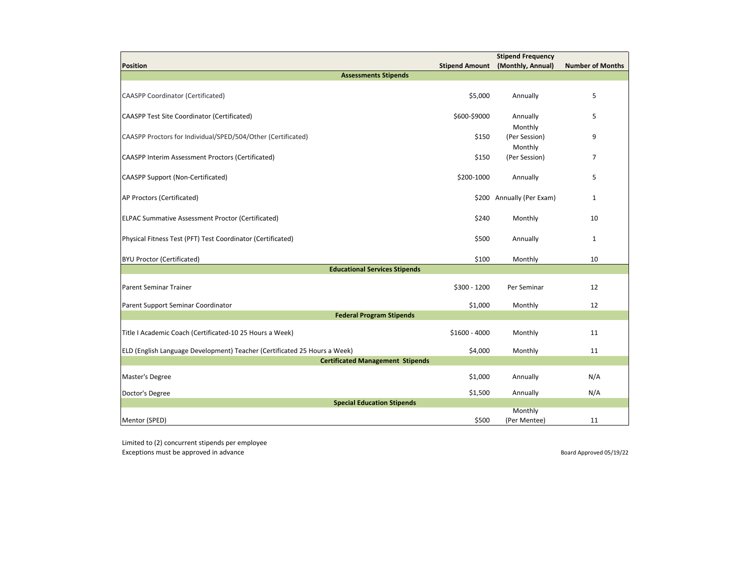| Position | Stipend Amount | Stipend Frequency (Monthly, Annual) | Number of Months |
|---|---|---|---|
| **Assessments Stipends** | | | |
| CAASPP Coordinator (Certificated) | $5,000 | Annually | 5 |
| CAASPP Test Site Coordinator (Certificated) | $600-$9000 | Annually | 5 |
| CAASPP Proctors for Individual/SPED/504/Other (Certificated) | $150 | Monthly (Per Session) | 9 |
| CAASPP Interim Assessment Proctors (Certificated) | $150 | Monthly (Per Session) | 7 |
| CAASPP Support (Non-Certificated) | $200-1000 | Annually | 5 |
| AP Proctors (Certificated) | $200 | Annually (Per Exam) | 1 |
| ELPAC Summative Assessment Proctor (Certificated) | $240 | Monthly | 10 |
| Physical Fitness Test (PFT) Test Coordinator (Certificated) | $500 | Annually | 1 |
| BYU Proctor (Certificated) | $100 | Monthly | 10 |
| **Educational Services Stipends** | | | |
| Parent Seminar Trainer | $300 - 1200 | Per Seminar | 12 |
| Parent Support Seminar Coordinator | $1,000 | Monthly | 12 |
| **Federal Program Stipends** | | | |
| Title I Academic Coach (Certificated-10 25 Hours a Week) | $1600 - 4000 | Monthly | 11 |
| ELD (English Language Development) Teacher (Certificated 25 Hours a Week) | $4,000 | Monthly | 11 |
| **Certificated Management Stipends** | | | |
| Master's Degree | $1,000 | Annually | N/A |
| Doctor's Degree | $1,500 | Annually | N/A |
| **Special Education Stipends** | | | |
| Mentor (SPED) | $500 | Monthly (Per Mentee) | 11 |

Limited to (2) concurrent stipends per employee
Exceptions must be approved in advance

Board Approved 05/19/22